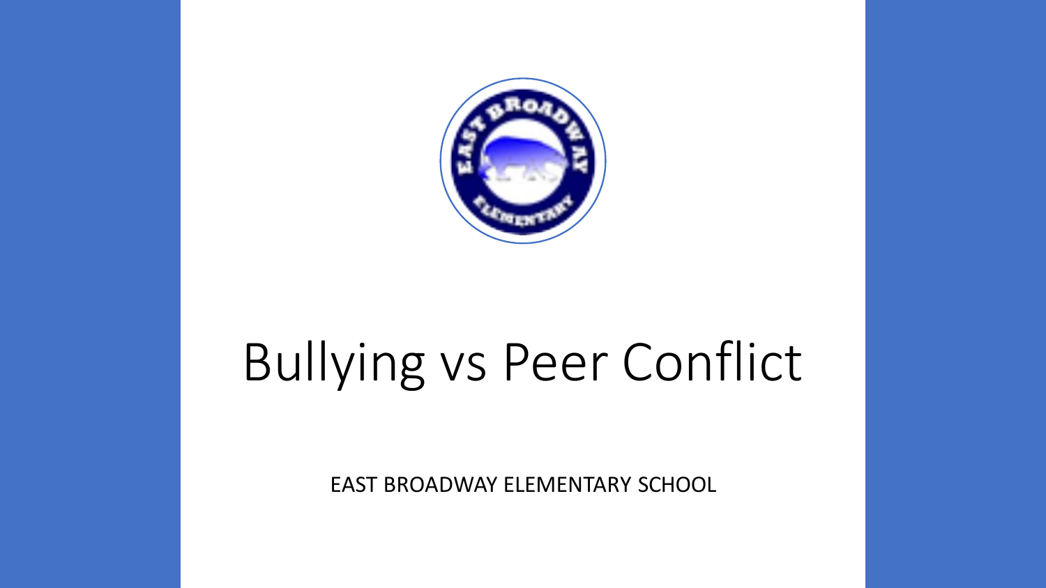# Bullying vs Peer Conflict

EAST BROADWAY ELEMENTARY SCHOOL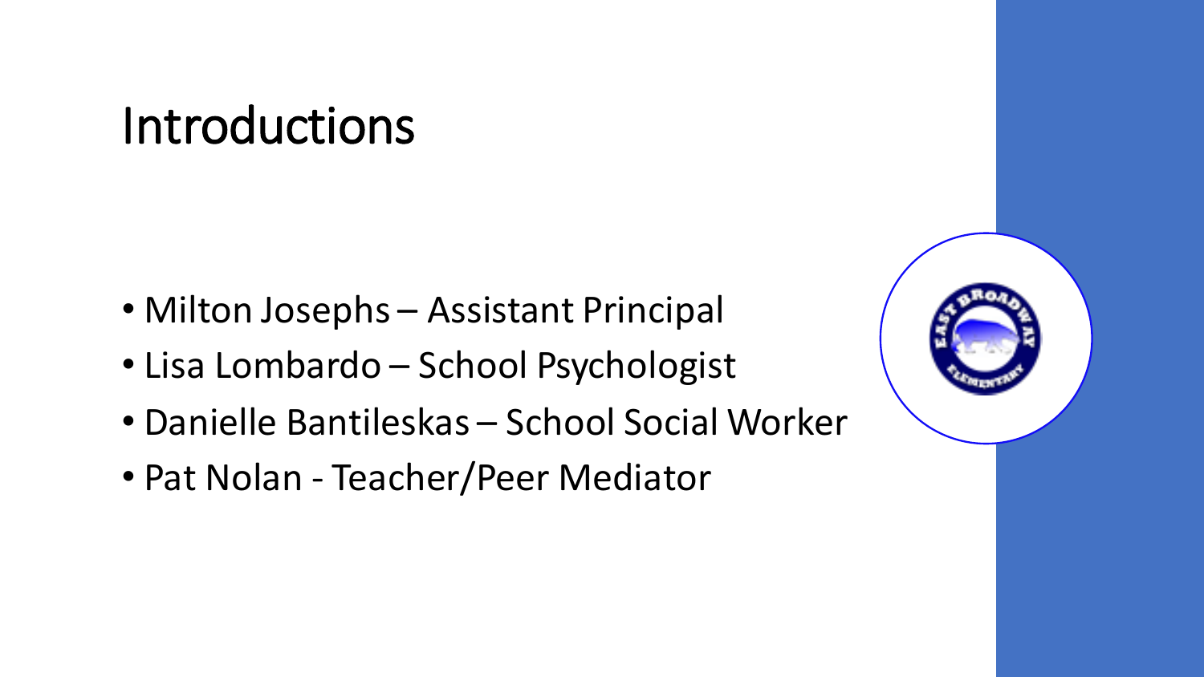# Introductions

- Milton Josephs – Assistant Principal
- Lisa Lombardo – School Psychologist
- Danielle Bantileskas – School Social Worker
- Pat Nolan - Teacher/Peer Mediator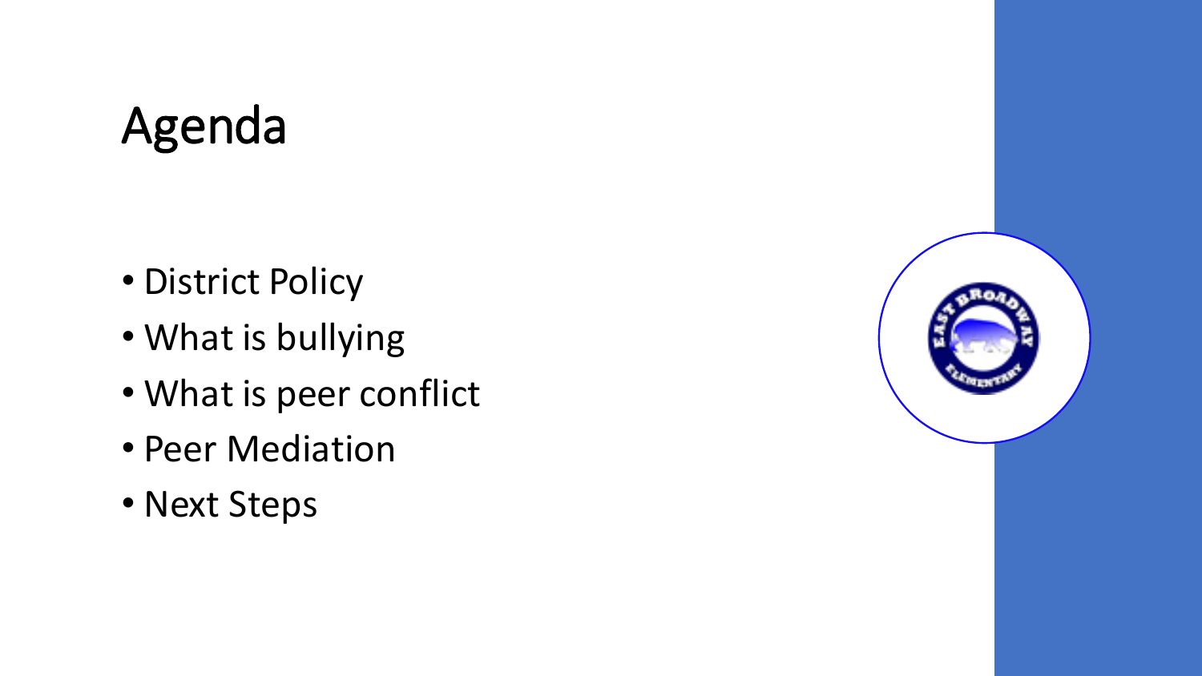# Agenda

- District Policy
- What is bullying
- What is peer conflict
- Peer Mediation
- Next Steps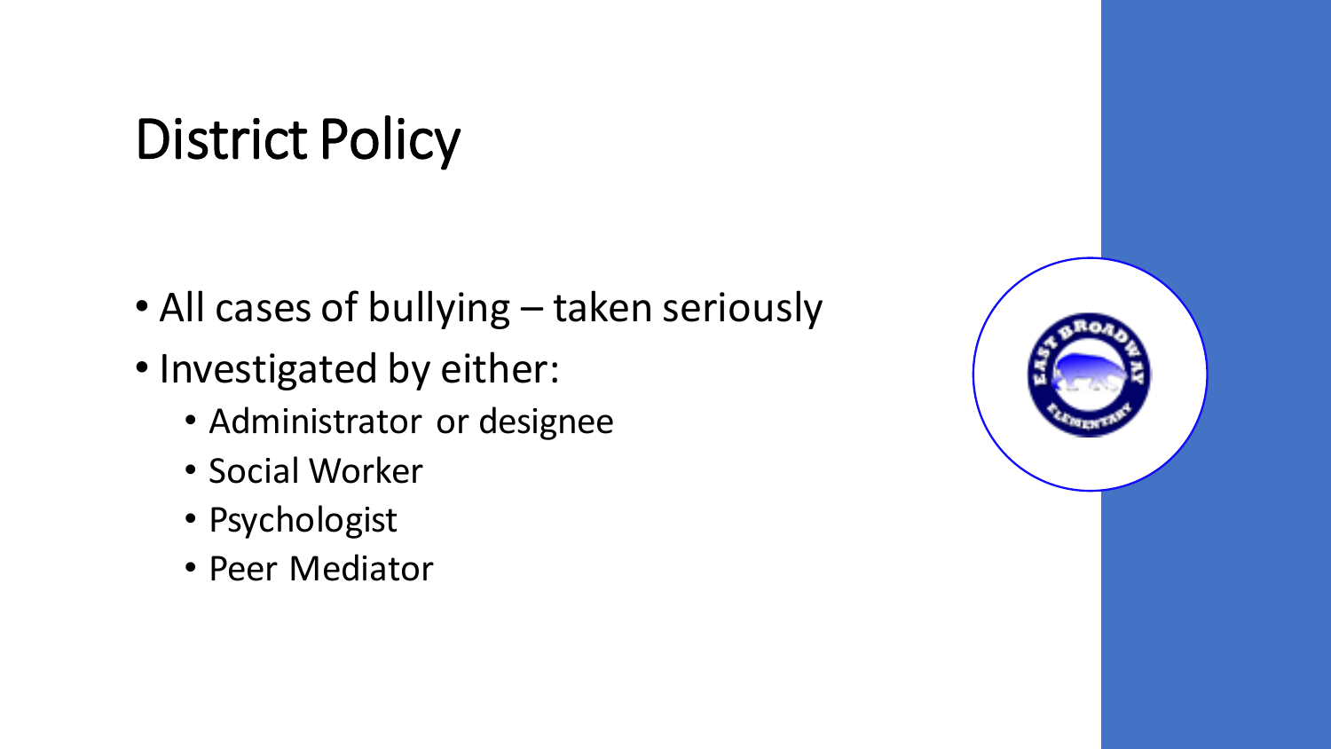# District Policy

- All cases of bullying – taken seriously
- Investigated by either:
  - Administrator or designee
  - Social Worker
  - Psychologist
  - Peer Mediator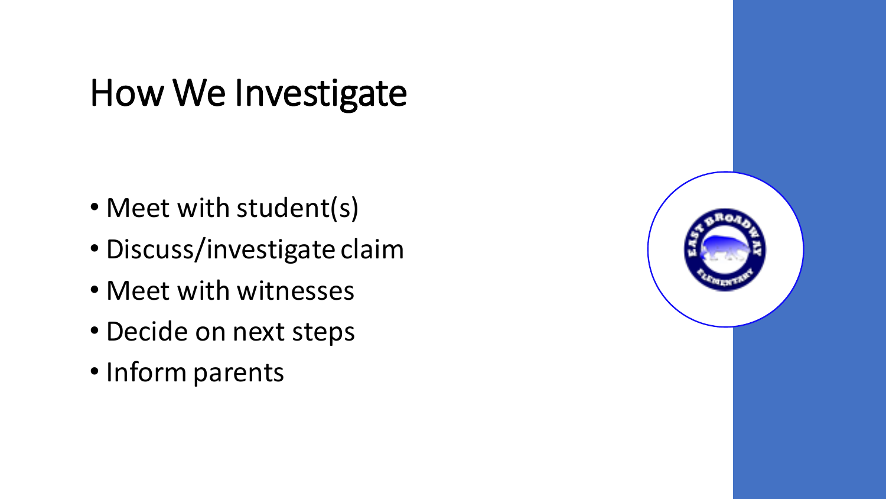# How We Investigate

- Meet with student(s)
- Discuss/investigate claim
- Meet with witnesses
- Decide on next steps
- Inform parents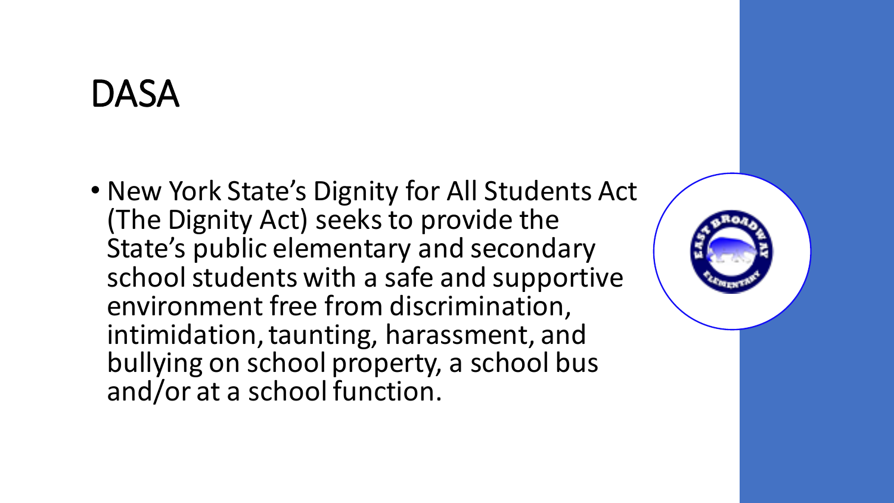# DASA

- New York State's Dignity for All Students Act (The Dignity Act) seeks to provide the State's public elementary and secondary school students with a safe and supportive environment free from discrimination, intimidation, taunting, harassment, and bullying on school property, a school bus and/or at a school function.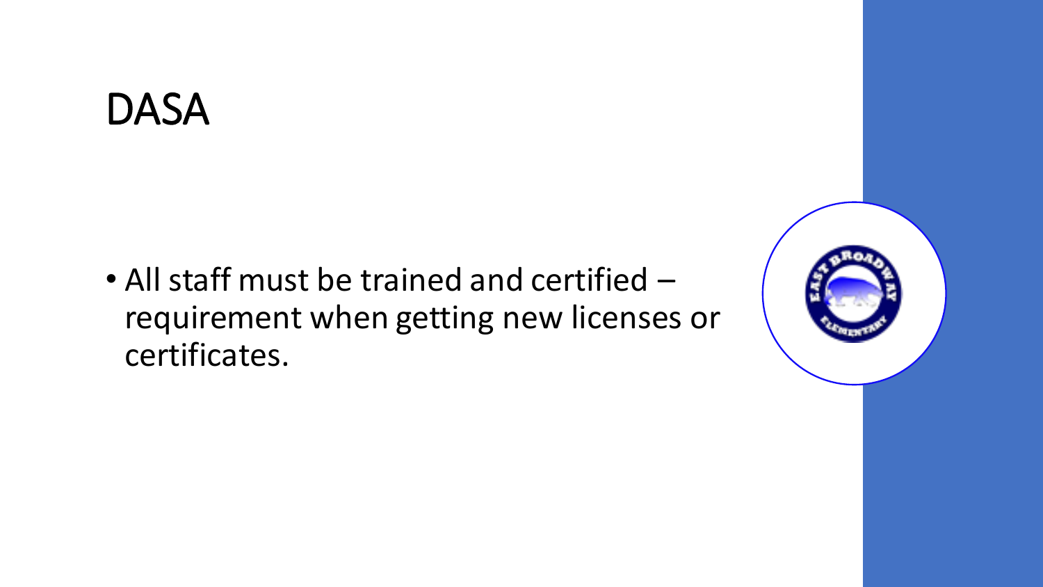# DASA

- All staff must be trained and certified – requirement when getting new licenses or certificates.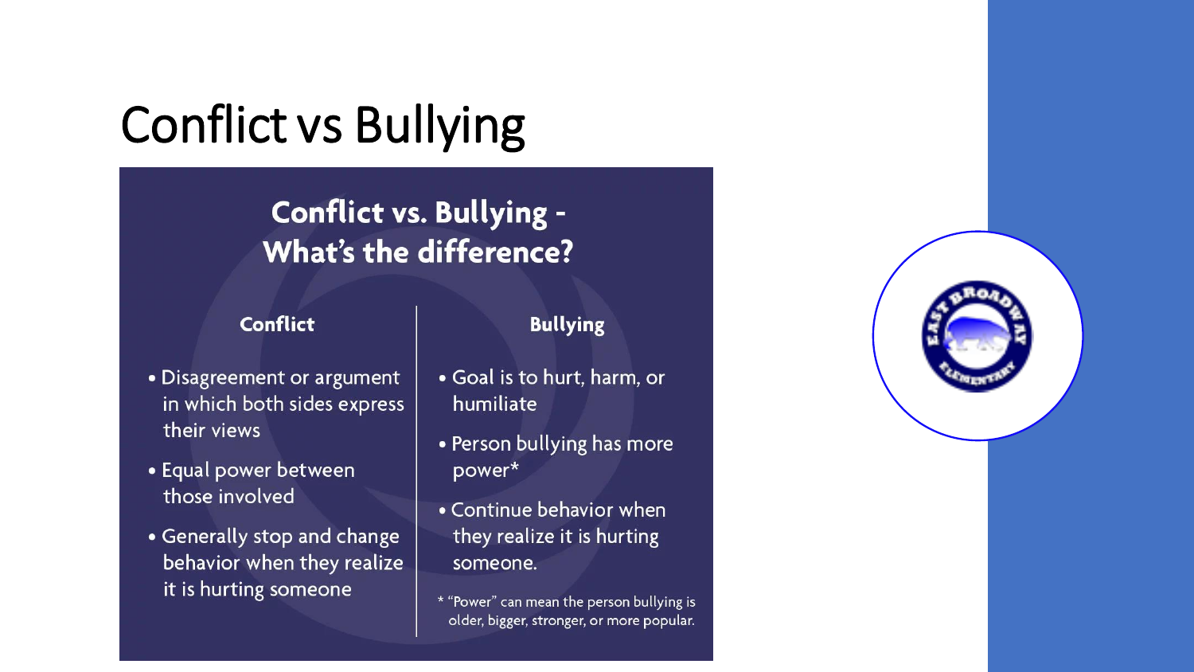# Conflict vs Bullying

## Conflict vs. Bullying - What's the difference?

### Conflict

- Disagreement or argument in which both sides express their views
- Equal power between those involved
- Generally stop and change behavior when they realize it is hurting someone

### Bullying

- Goal is to hurt, harm, or humiliate
- Person bullying has more power*
- Continue behavior when they realize it is hurting someone.

* "Power" can mean the person bullying is older, bigger, stronger, or more popular.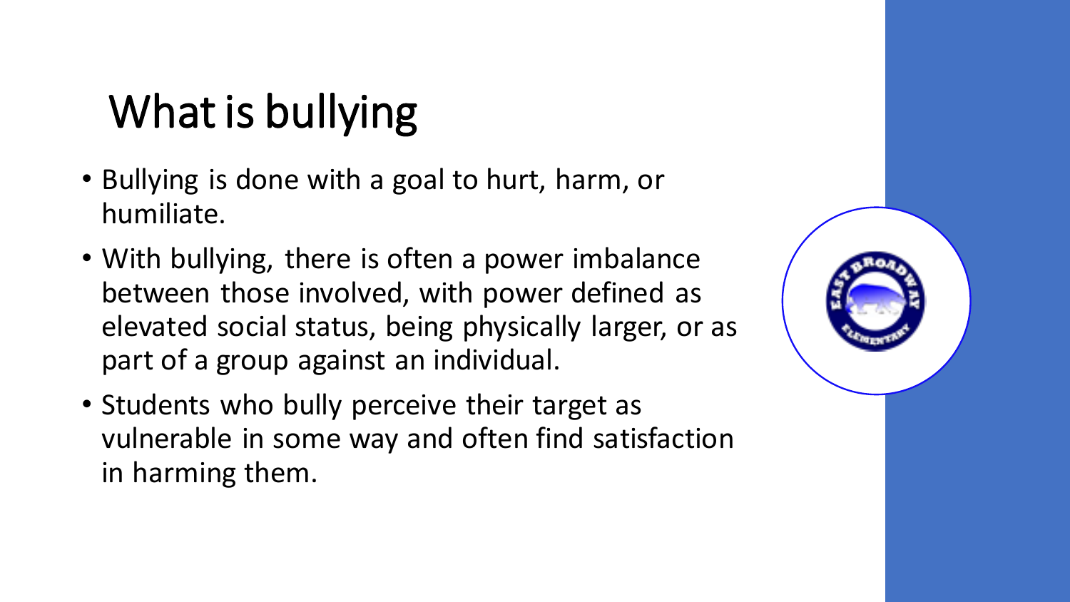# What is bullying

- Bullying is done with a goal to hurt, harm, or humiliate.
- With bullying, there is often a power imbalance between those involved, with power defined as elevated social status, being physically larger, or as part of a group against an individual.
- Students who bully perceive their target as vulnerable in some way and often find satisfaction in harming them.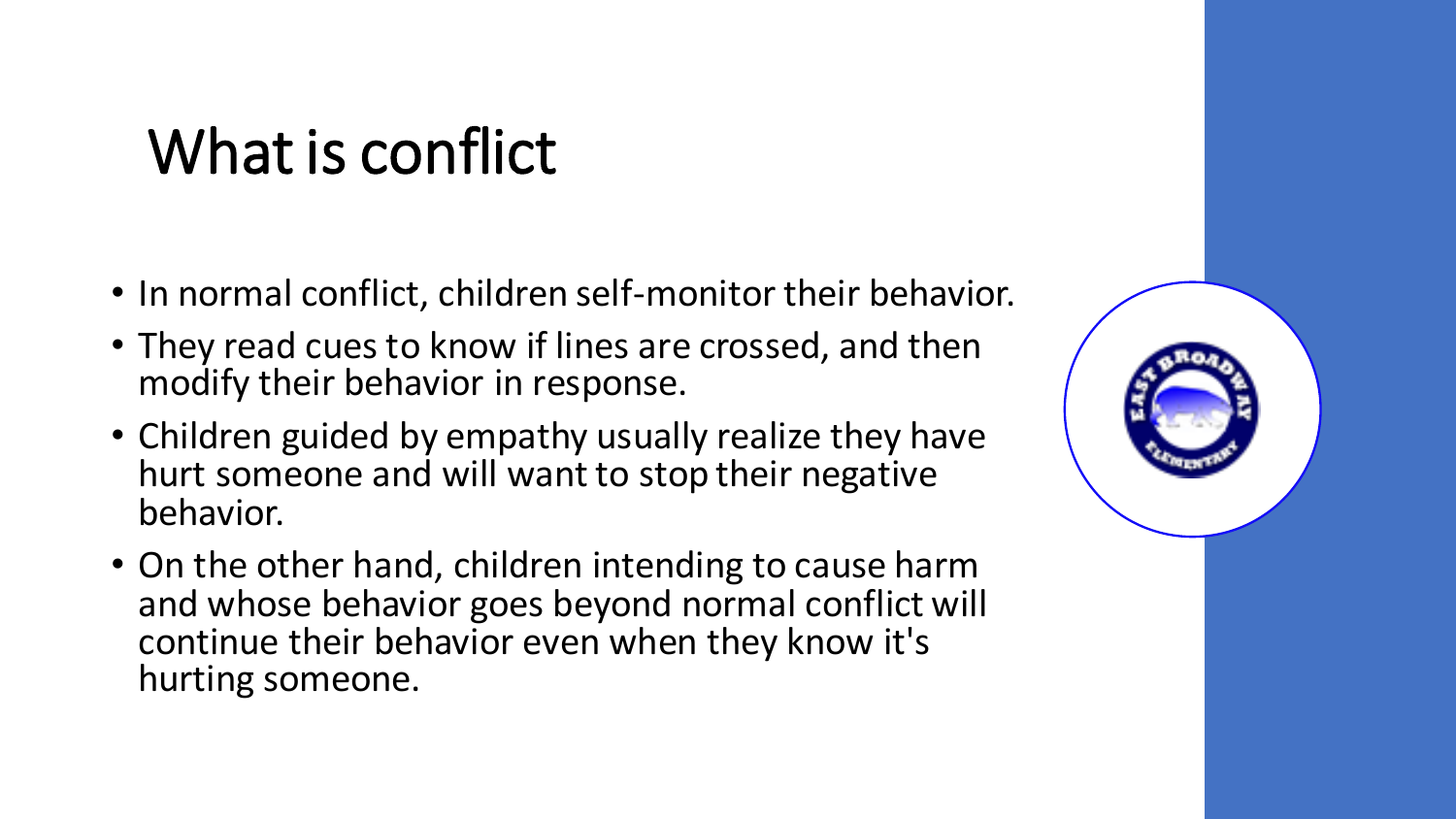# What is conflict

- In normal conflict, children self-monitor their behavior.
- They read cues to know if lines are crossed, and then modify their behavior in response.
- Children guided by empathy usually realize they have hurt someone and will want to stop their negative behavior.
- On the other hand, children intending to cause harm and whose behavior goes beyond normal conflict will continue their behavior even when they know it's hurting someone.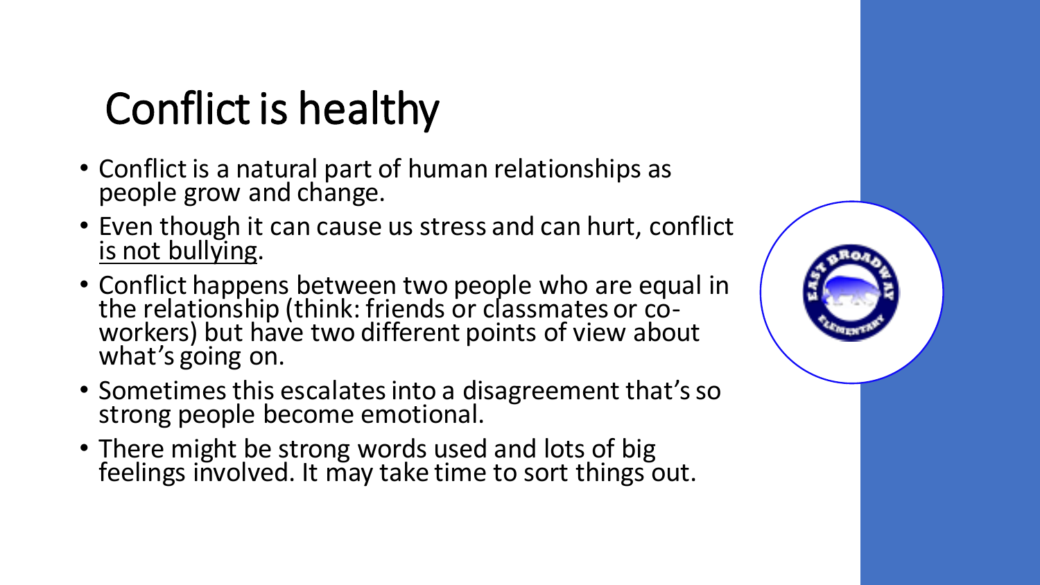# Conflict is healthy

- Conflict is a natural part of human relationships as people grow and change.
- Even though it can cause us stress and can hurt, conflict <u>is not bullying</u>.
- Conflict happens between two people who are equal in the relationship (think: friends or classmates or co-workers) but have two different points of view about what's going on.
- Sometimes this escalates into a disagreement that's so strong people become emotional.
- There might be strong words used and lots of big feelings involved. It may take time to sort things out.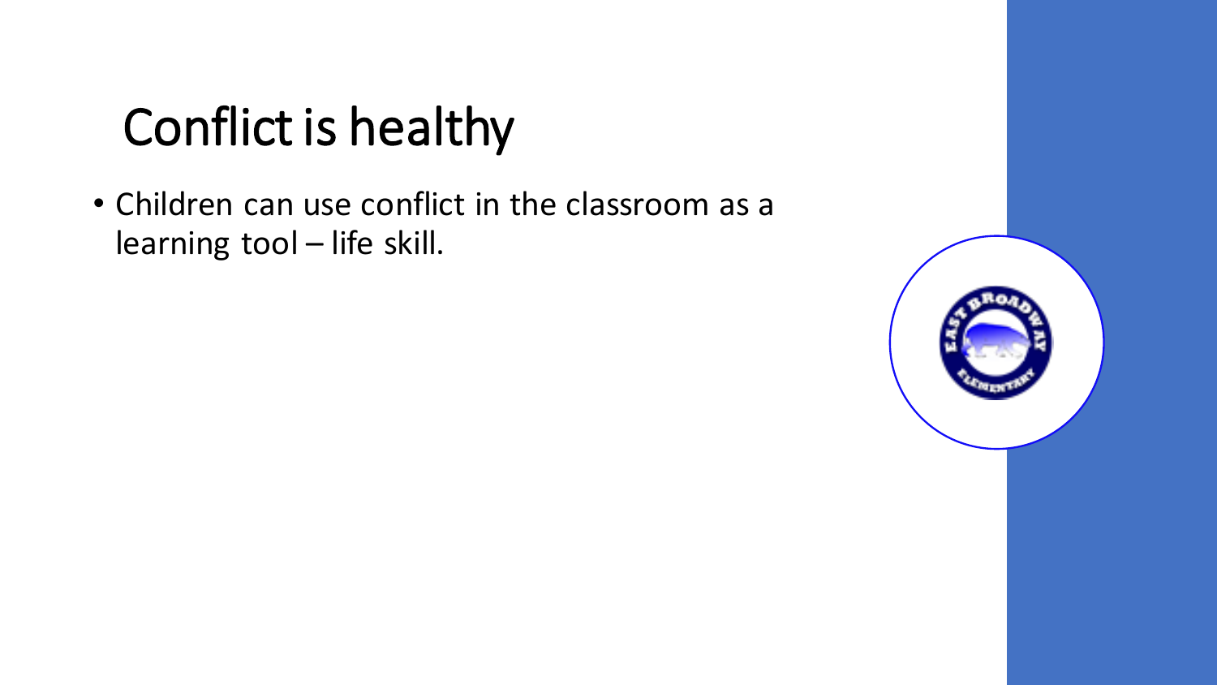# Conflict is healthy

- Children can use conflict in the classroom as a learning tool – life skill.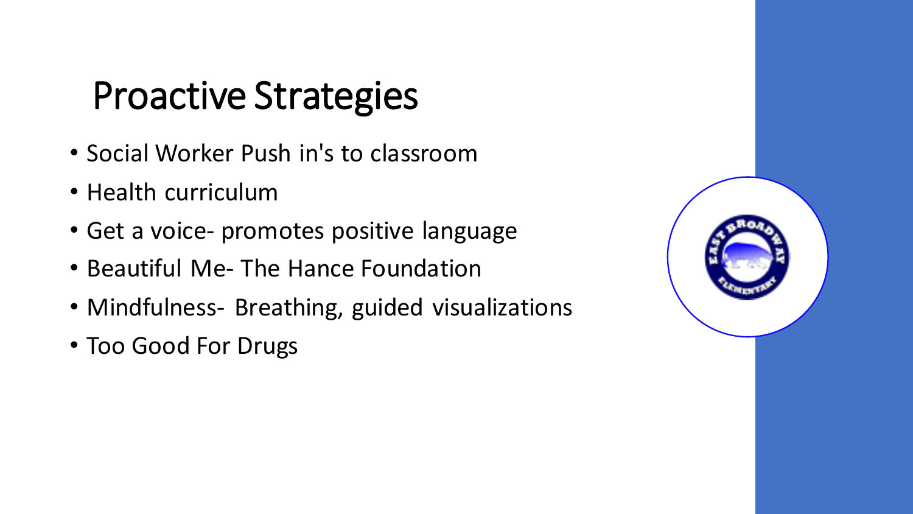# Proactive Strategies

- Social Worker Push in's to classroom
- Health curriculum
- Get a voice- promotes positive language
- Beautiful Me- The Hance Foundation
- Mindfulness- Breathing, guided visualizations
- Too Good For Drugs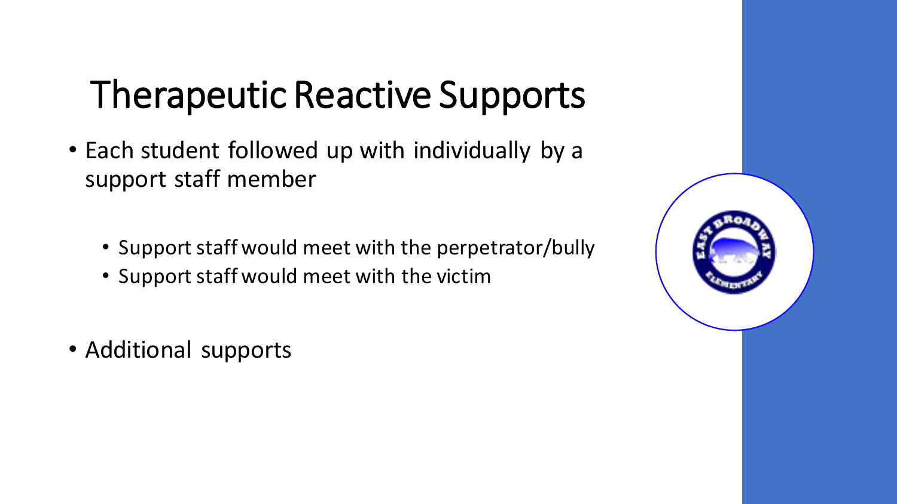# Therapeutic Reactive Supports

- Each student followed up with individually by a support staff member
  - Support staff would meet with the perpetrator/bully
  - Support staff would meet with the victim
- Additional supports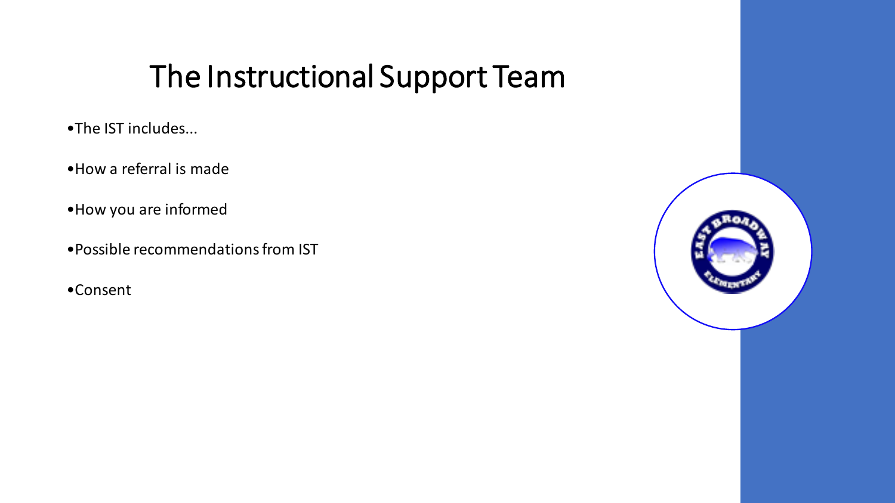# The Instructional Support Team

- The IST includes...
- How a referral is made
- How you are informed
- Possible recommendations from IST
- Consent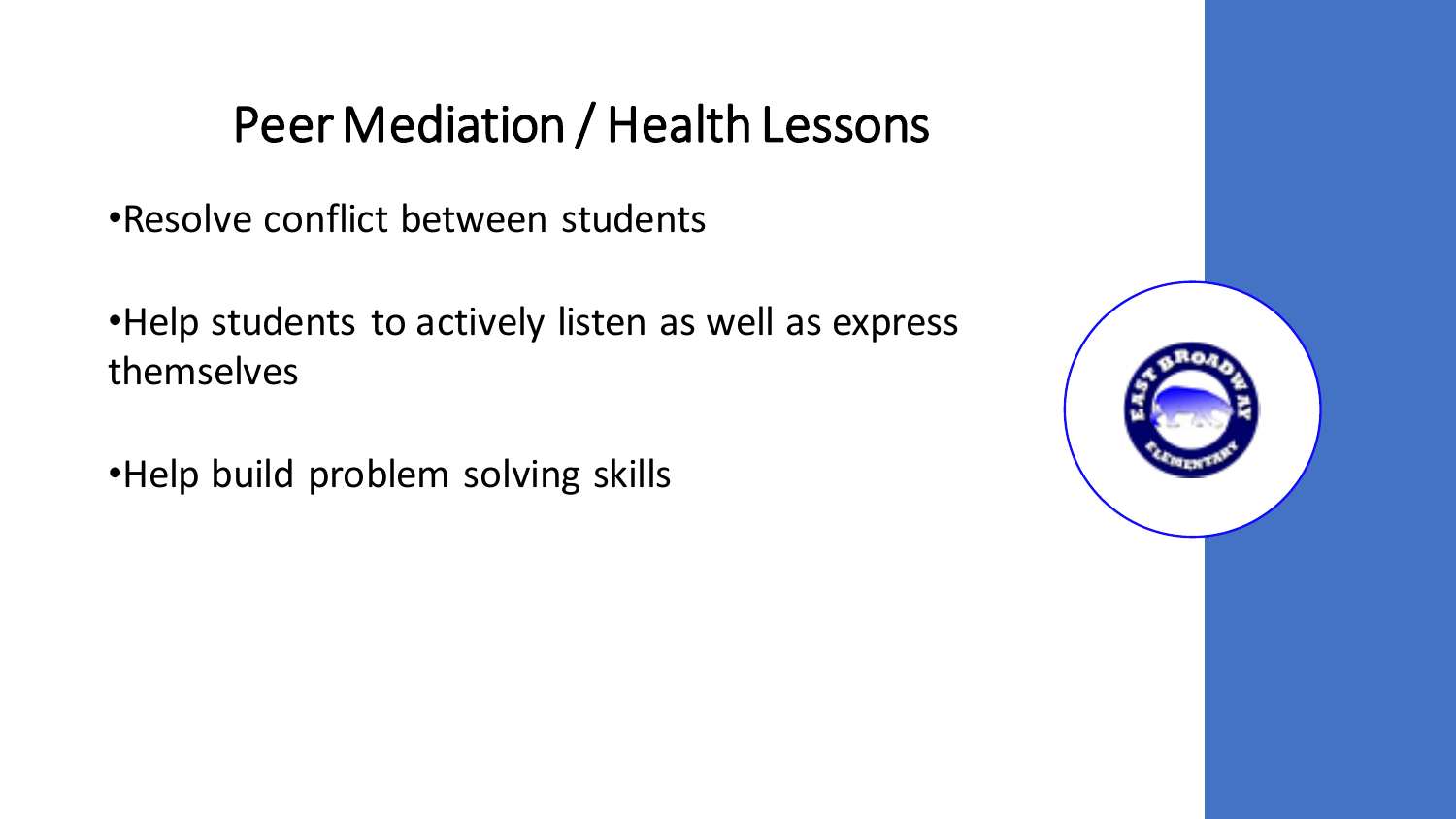# Peer Mediation / Health Lessons

- Resolve conflict between students
- Help students to actively listen as well as express themselves
- Help build problem solving skills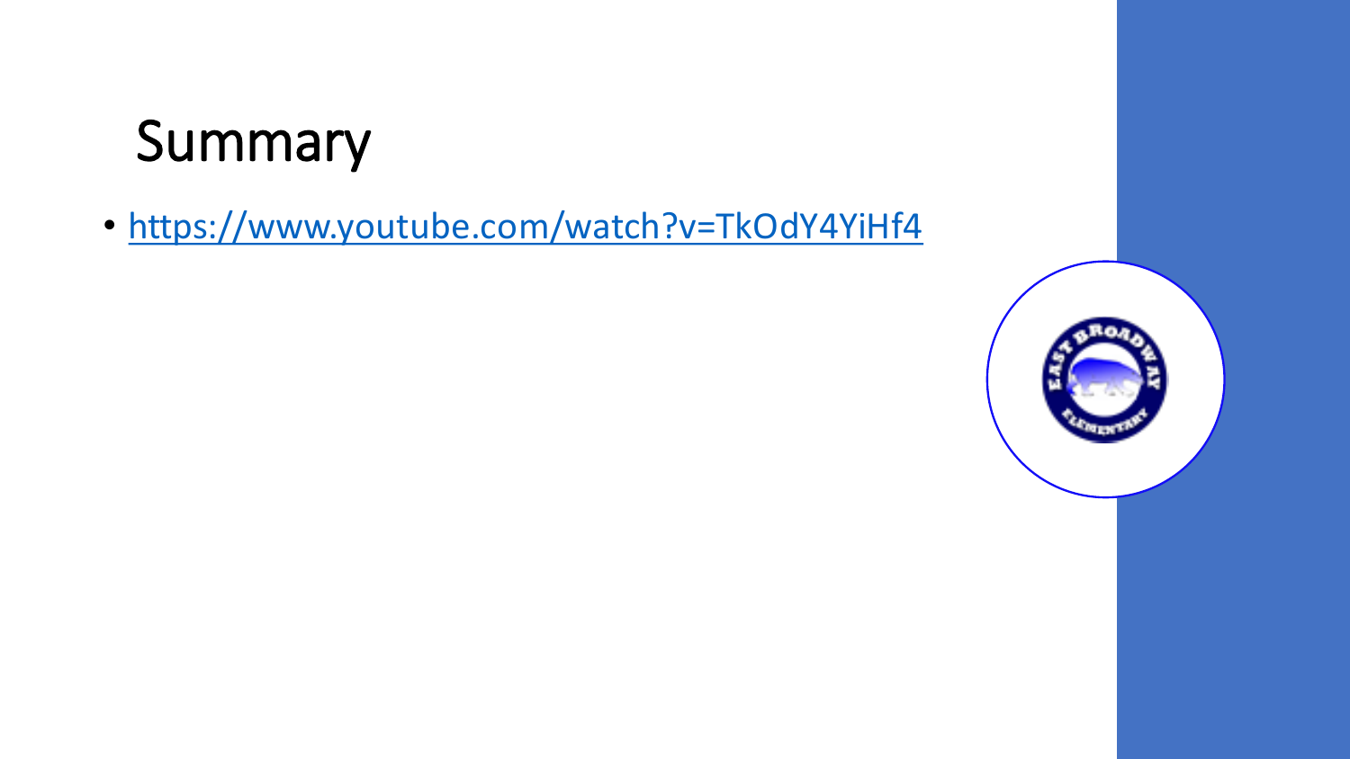# Summary

- https://www.youtube.com/watch?v=TkOdY4YiHf4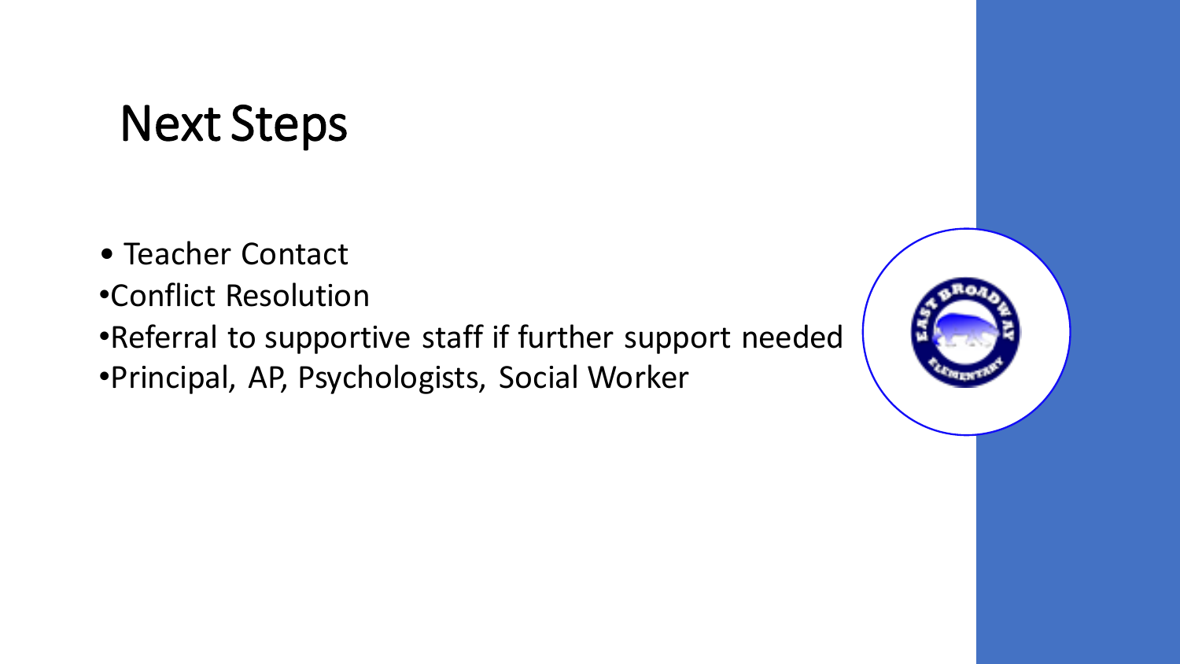# Next Steps

- Teacher Contact
- Conflict Resolution
- Referral to supportive staff if further support needed
- Principal, AP, Psychologists, Social Worker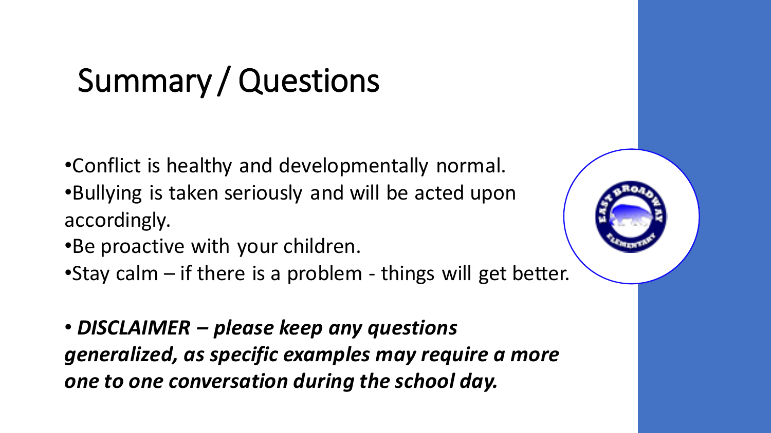# Summary / Questions

- Conflict is healthy and developmentally normal.
- Bullying is taken seriously and will be acted upon accordingly.
- Be proactive with your children.
- Stay calm – if there is a problem - things will get better.

- ***DISCLAIMER – please keep any questions generalized, as specific examples may require a more one to one conversation during the school day.***